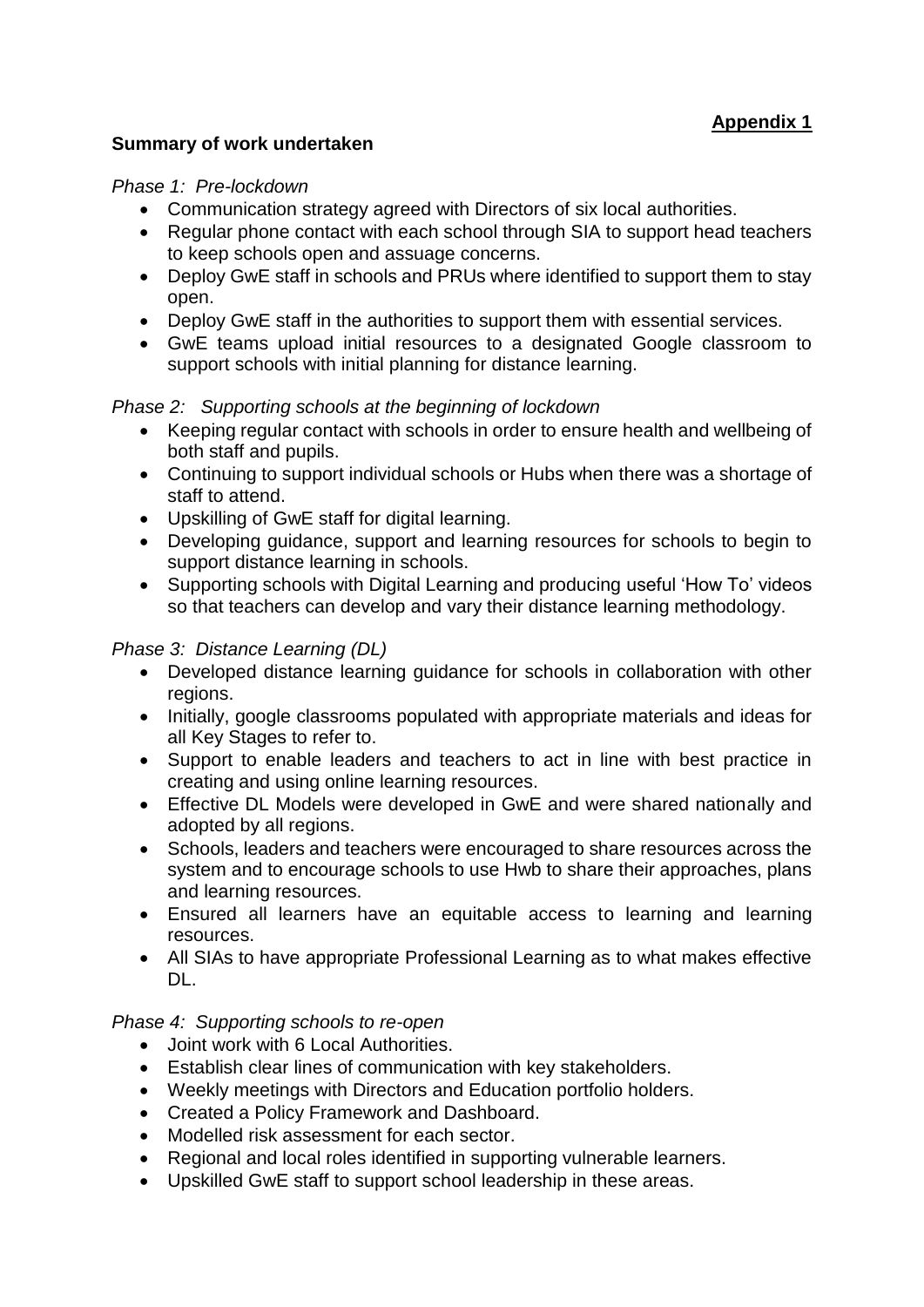**Appendix 1**

**Summary of work undertaken**

*Phase 1: Pre-lockdown*

- Communication strategy agreed with Directors of six local authorities.
- Regular phone contact with each school through SIA to support head teachers to keep schools open and assuage concerns.
- Deploy GwE staff in schools and PRUs where identified to support them to stay open.
- Deploy GwE staff in the authorities to support them with essential services.
- GwE teams upload initial resources to a designated Google classroom to support schools with initial planning for distance learning.

*Phase 2: Supporting schools at the beginning of lockdown*

- Keeping regular contact with schools in order to ensure health and wellbeing of both staff and pupils.
- Continuing to support individual schools or Hubs when there was a shortage of staff to attend.
- Upskilling of GwE staff for digital learning.
- Developing guidance, support and learning resources for schools to begin to support distance learning in schools.
- Supporting schools with Digital Learning and producing useful 'How To' videos so that teachers can develop and vary their distance learning methodology.

*Phase 3: Distance Learning (DL)*

- Developed distance learning guidance for schools in collaboration with other regions.
- Initially, google classrooms populated with appropriate materials and ideas for all Key Stages to refer to.
- Support to enable leaders and teachers to act in line with best practice in creating and using online learning resources.
- Effective DL Models were developed in GwE and were shared nationally and adopted by all regions.
- Schools, leaders and teachers were encouraged to share resources across the system and to encourage schools to use Hwb to share their approaches, plans and learning resources.
- Ensured all learners have an equitable access to learning and learning resources.
- All SIAs to have appropriate Professional Learning as to what makes effective DL.

*Phase 4: Supporting schools to re-open*

- Joint work with 6 Local Authorities.
- Establish clear lines of communication with key stakeholders.
- Weekly meetings with Directors and Education portfolio holders.
- Created a Policy Framework and Dashboard.
- Modelled risk assessment for each sector.
- Regional and local roles identified in supporting vulnerable learners.
- Upskilled GwE staff to support school leadership in these areas.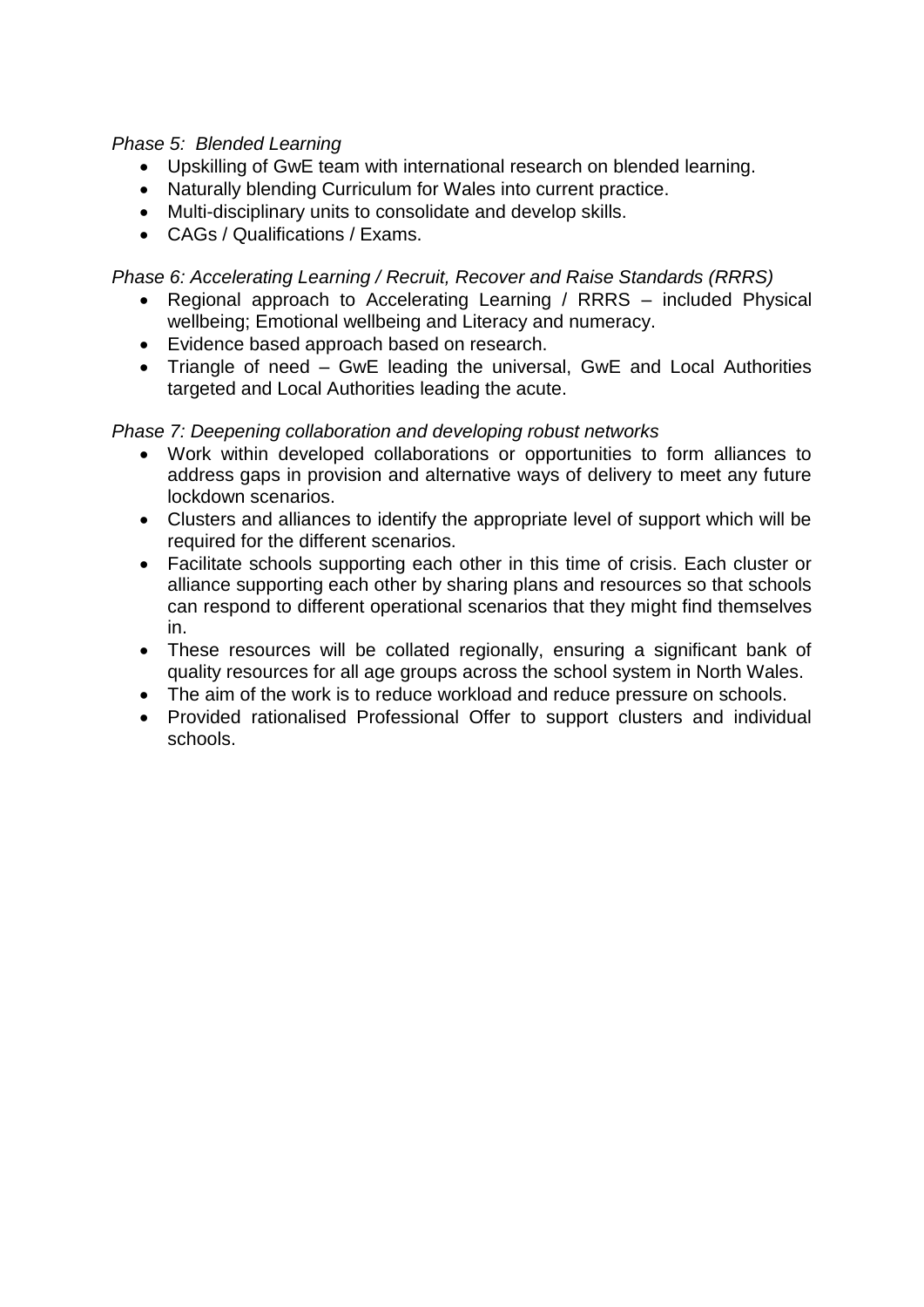*Phase 5: Blended Learning*

- Upskilling of GwE team with international research on blended learning.
- Naturally blending Curriculum for Wales into current practice.
- Multi-disciplinary units to consolidate and develop skills.
- CAGs / Qualifications / Exams.

*Phase 6: Accelerating Learning / Recruit, Recover and Raise Standards (RRRS)*

- Regional approach to Accelerating Learning / RRRS – included Physical wellbeing; Emotional wellbeing and Literacy and numeracy.
- Evidence based approach based on research.
- Triangle of need – GwE leading the universal, GwE and Local Authorities targeted and Local Authorities leading the acute.

*Phase 7: Deepening collaboration and developing robust networks*

- Work within developed collaborations or opportunities to form alliances to address gaps in provision and alternative ways of delivery to meet any future lockdown scenarios.
- Clusters and alliances to identify the appropriate level of support which will be required for the different scenarios.
- Facilitate schools supporting each other in this time of crisis. Each cluster or alliance supporting each other by sharing plans and resources so that schools can respond to different operational scenarios that they might find themselves in.
- These resources will be collated regionally, ensuring a significant bank of quality resources for all age groups across the school system in North Wales.
- The aim of the work is to reduce workload and reduce pressure on schools.
- Provided rationalised Professional Offer to support clusters and individual schools.